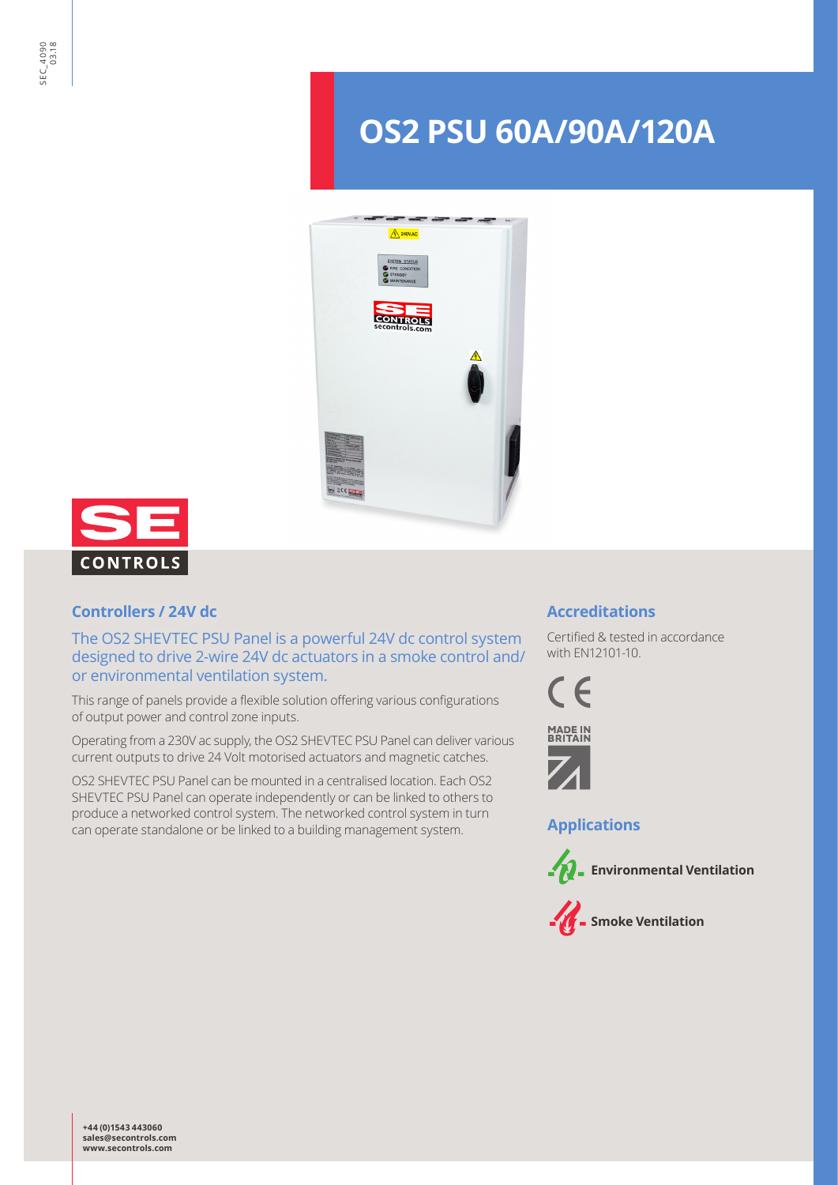# OS2 PSU 60A/90A/120A

## Controllers / 24V dc

The OS2 SHEVTEC PSU Panel is a powerful 24V dc control system designed to drive 2-wire 24V dc actuators in a smoke control and/ or environmental ventilation system.

This range of panels provide a flexible solution offering various configurations of output power and control zone inputs.

Operating from a 230V ac supply, the OS2 SHEVTEC PSU Panel can deliver various current outputs to drive 24 Volt motorised actuators and magnetic catches.

OS2 SHEVTEC PSU Panel can be mounted in a centralised location. Each OS2 SHEVTEC PSU Panel can operate independently or can be linked to others to produce a networked control system. The networked control system in turn can operate standalone or be linked to a building management system.

## Accreditations

Certified & tested in accordance with EN12101-10.

## Applications

- **Environmental Ventilation**
- **Smoke Ventilation**

**+44 (0)1543 443060**
**sales@secontrols.com**
**www.secontrols.com**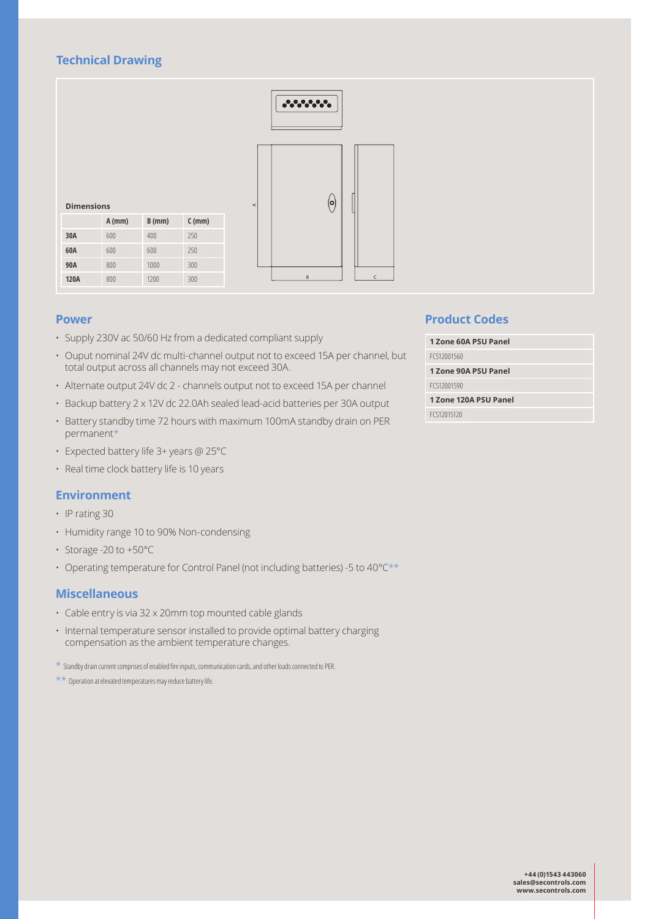## Technical Drawing

**Dimensions**

| | A (mm) | B (mm) | C (mm) |
|---|---|---|---|
| **30A** | 600 | 400 | 250 |
| **60A** | 600 | 600 | 250 |
| **90A** | 800 | 1000 | 300 |
| **120A** | 800 | 1200 | 300 |

A

B

C

## Power

- Supply 230V ac 50/60 Hz from a dedicated compliant supply
- Ouput nominal 24V dc multi-channel output not to exceed 15A per channel, but total output across all channels may not exceed 30A.
- Alternate output 24V dc 2 - channels output not to exceed 15A per channel
- Backup battery 2 x 12V dc 22.0Ah sealed lead-acid batteries per 30A output
- Battery standby time 72 hours with maximum 100mA standby drain on PER permanent*
- Expected battery life 3+ years @ 25°C
- Real time clock battery life is 10 years

## Environment

- IP rating 30
- Humidity range 10 to 90% Non-condensing
- Storage -20 to +50°C
- Operating temperature for Control Panel (not including batteries) -5 to 40°C**

## Miscellaneous

- Cable entry is via 32 x 20mm top mounted cable glands
- Internal temperature sensor installed to provide optimal battery charging compensation as the ambient temperature changes.

* Standby drain current comprises of enabled fire inputs, communication cards, and other loads connected to PER.

** Operation at elevated temperatures may reduce battery life.

## Product Codes

| |
|---|
| **1 Zone 60A PSU Panel** |
| FCS12001560 |
| **1 Zone 90A PSU Panel** |
| FCS12001590 |
| **1 Zone 120A PSU Panel** |
| FCS12015120 |

**+44 (0)1543 443060**
**sales@secontrols.com**
**www.secontrols.com**